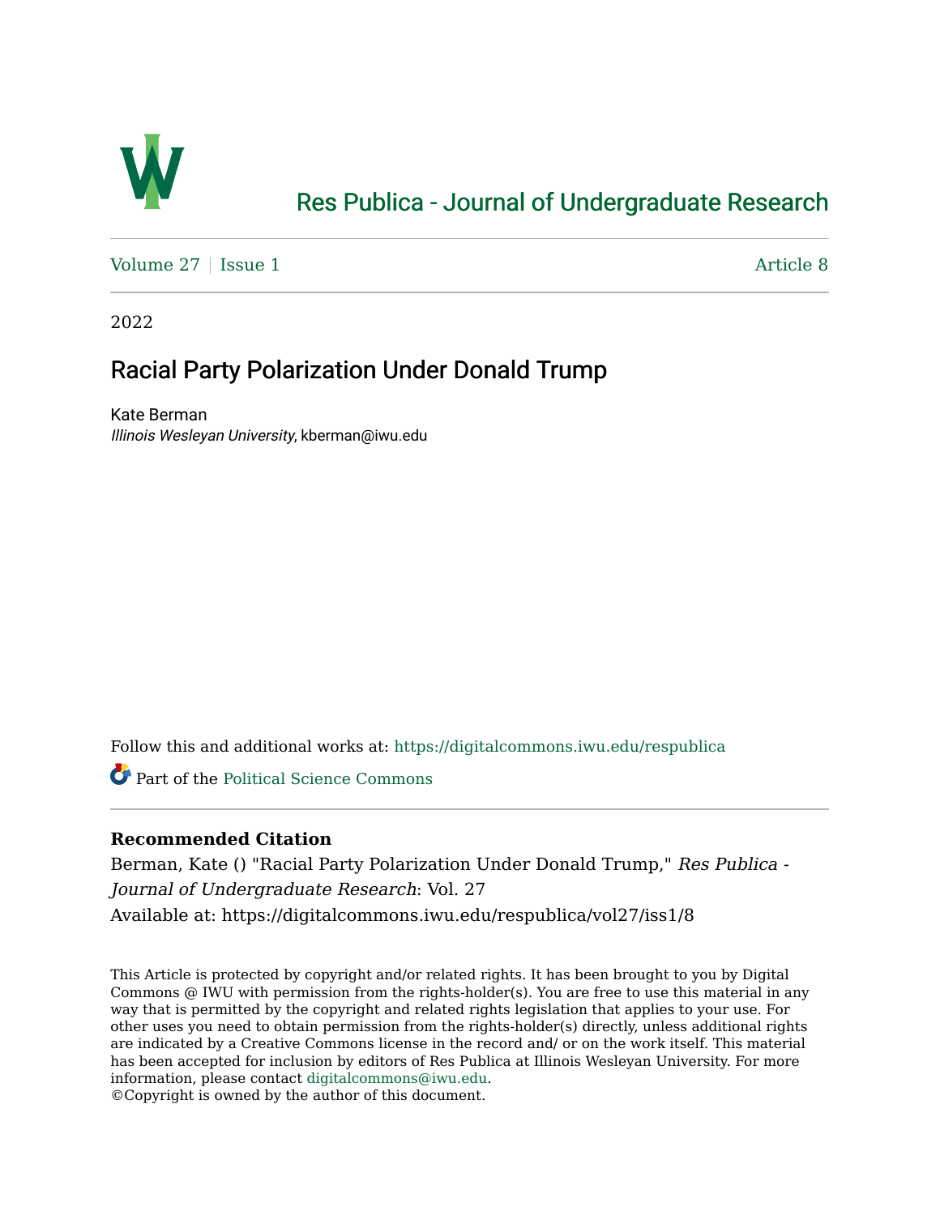# Res Publica - Journal of Undergraduate Research

Volume 27 | Issue 1 Article 8

2022

## Racial Party Polarization Under Donald Trump

Kate Berman
*Illinois Wesleyan University*, kberman@iwu.edu

Follow this and additional works at: https://digitalcommons.iwu.edu/respublica

Part of the Political Science Commons

### Recommended Citation

Berman, Kate () "Racial Party Polarization Under Donald Trump," *Res Publica - Journal of Undergraduate Research*: Vol. 27
Available at: https://digitalcommons.iwu.edu/respublica/vol27/iss1/8

This Article is protected by copyright and/or related rights. It has been brought to you by Digital Commons @ IWU with permission from the rights-holder(s). You are free to use this material in any way that is permitted by the copyright and related rights legislation that applies to your use. For other uses you need to obtain permission from the rights-holder(s) directly, unless additional rights are indicated by a Creative Commons license in the record and/ or on the work itself. This material has been accepted for inclusion by editors of Res Publica at Illinois Wesleyan University. For more information, please contact digitalcommons@iwu.edu.
©Copyright is owned by the author of this document.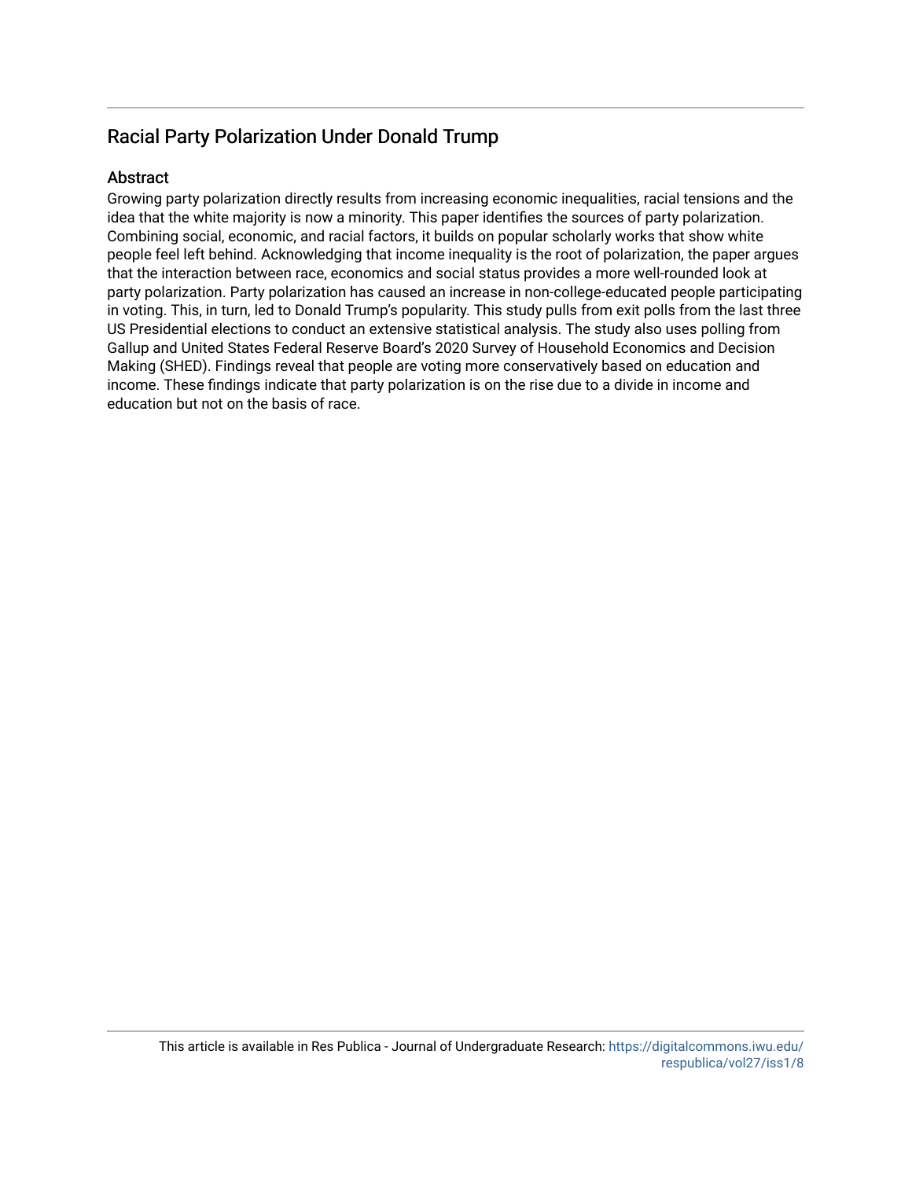## Racial Party Polarization Under Donald Trump

### Abstract

Growing party polarization directly results from increasing economic inequalities, racial tensions and the idea that the white majority is now a minority. This paper identifies the sources of party polarization. Combining social, economic, and racial factors, it builds on popular scholarly works that show white people feel left behind. Acknowledging that income inequality is the root of polarization, the paper argues that the interaction between race, economics and social status provides a more well-rounded look at party polarization. Party polarization has caused an increase in non-college-educated people participating in voting. This, in turn, led to Donald Trump's popularity. This study pulls from exit polls from the last three US Presidential elections to conduct an extensive statistical analysis. The study also uses polling from Gallup and United States Federal Reserve Board's 2020 Survey of Household Economics and Decision Making (SHED). Findings reveal that people are voting more conservatively based on education and income. These findings indicate that party polarization is on the rise due to a divide in income and education but not on the basis of race.

This article is available in Res Publica - Journal of Undergraduate Research: https://digitalcommons.iwu.edu/respublica/vol27/iss1/8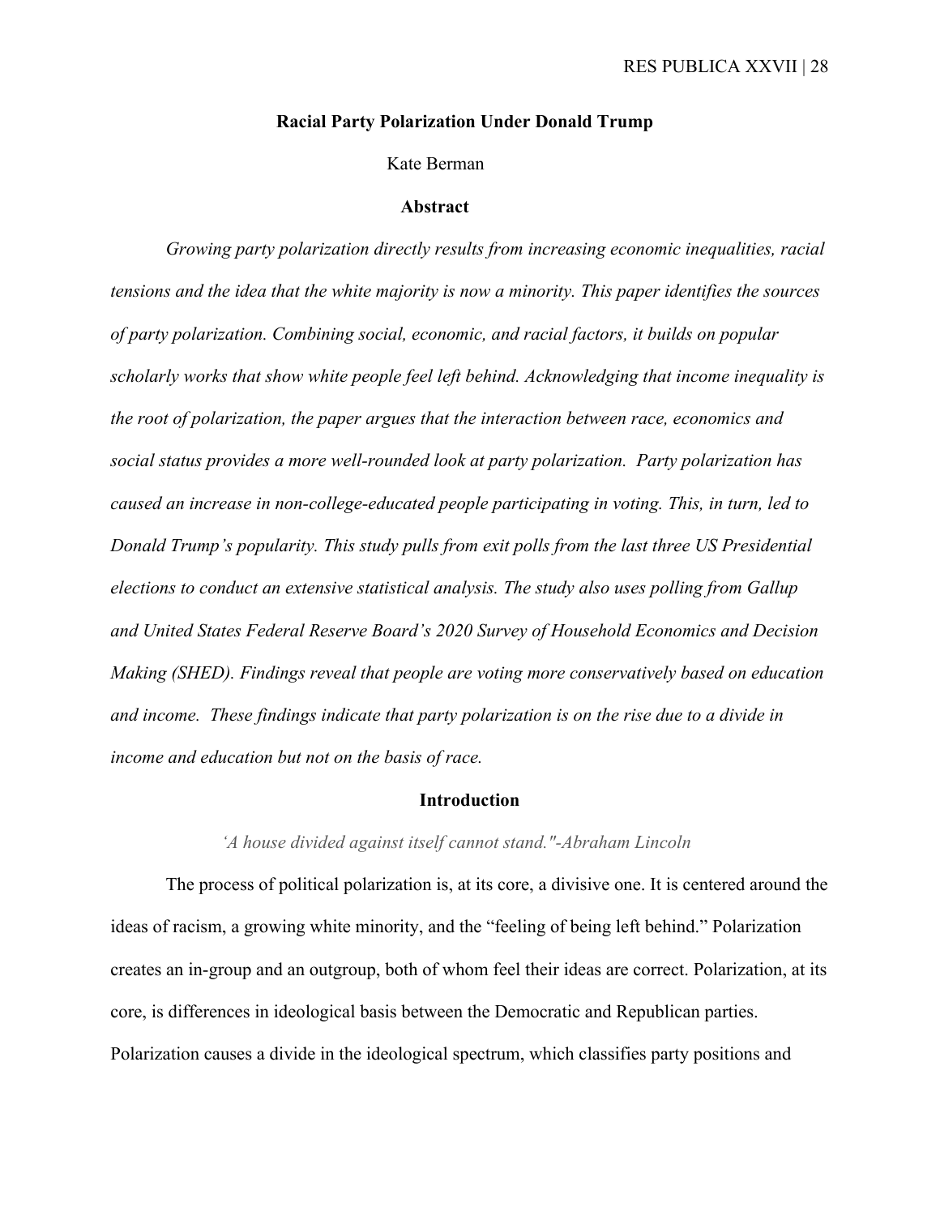# Racial Party Polarization Under Donald Trump

Kate Berman

## Abstract

*Growing party polarization directly results from increasing economic inequalities, racial tensions and the idea that the white majority is now a minority. This paper identifies the sources of party polarization. Combining social, economic, and racial factors, it builds on popular scholarly works that show white people feel left behind. Acknowledging that income inequality is the root of polarization, the paper argues that the interaction between race, economics and social status provides a more well-rounded look at party polarization. Party polarization has caused an increase in non-college-educated people participating in voting. This, in turn, led to Donald Trump's popularity. This study pulls from exit polls from the last three US Presidential elections to conduct an extensive statistical analysis. The study also uses polling from Gallup and United States Federal Reserve Board's 2020 Survey of Household Economics and Decision Making (SHED). Findings reveal that people are voting more conservatively based on education and income. These findings indicate that party polarization is on the rise due to a divide in income and education but not on the basis of race.*

## Introduction

*'A house divided against itself cannot stand."-Abraham Lincoln*

The process of political polarization is, at its core, a divisive one. It is centered around the ideas of racism, a growing white minority, and the "feeling of being left behind." Polarization creates an in-group and an outgroup, both of whom feel their ideas are correct. Polarization, at its core, is differences in ideological basis between the Democratic and Republican parties. Polarization causes a divide in the ideological spectrum, which classifies party positions and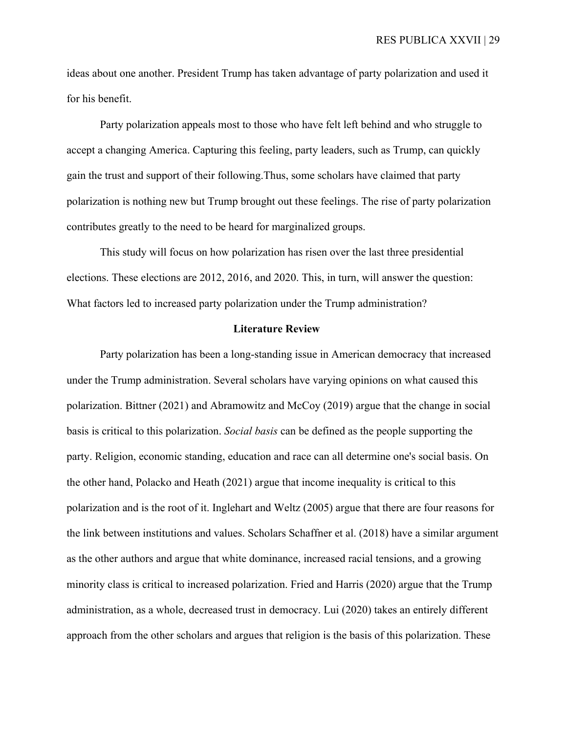ideas about one another. President Trump has taken advantage of party polarization and used it for his benefit.

Party polarization appeals most to those who have felt left behind and who struggle to accept a changing America. Capturing this feeling, party leaders, such as Trump, can quickly gain the trust and support of their following.Thus, some scholars have claimed that party polarization is nothing new but Trump brought out these feelings. The rise of party polarization contributes greatly to the need to be heard for marginalized groups.

This study will focus on how polarization has risen over the last three presidential elections. These elections are 2012, 2016, and 2020. This, in turn, will answer the question: What factors led to increased party polarization under the Trump administration?

## Literature Review

Party polarization has been a long-standing issue in American democracy that increased under the Trump administration. Several scholars have varying opinions on what caused this polarization. Bittner (2021) and Abramowitz and McCoy (2019) argue that the change in social basis is critical to this polarization. *Social basis* can be defined as the people supporting the party. Religion, economic standing, education and race can all determine one's social basis. On the other hand, Polacko and Heath (2021) argue that income inequality is critical to this polarization and is the root of it. Inglehart and Weltz (2005) argue that there are four reasons for the link between institutions and values. Scholars Schaffner et al. (2018) have a similar argument as the other authors and argue that white dominance, increased racial tensions, and a growing minority class is critical to increased polarization. Fried and Harris (2020) argue that the Trump administration, as a whole, decreased trust in democracy. Lui (2020) takes an entirely different approach from the other scholars and argues that religion is the basis of this polarization. These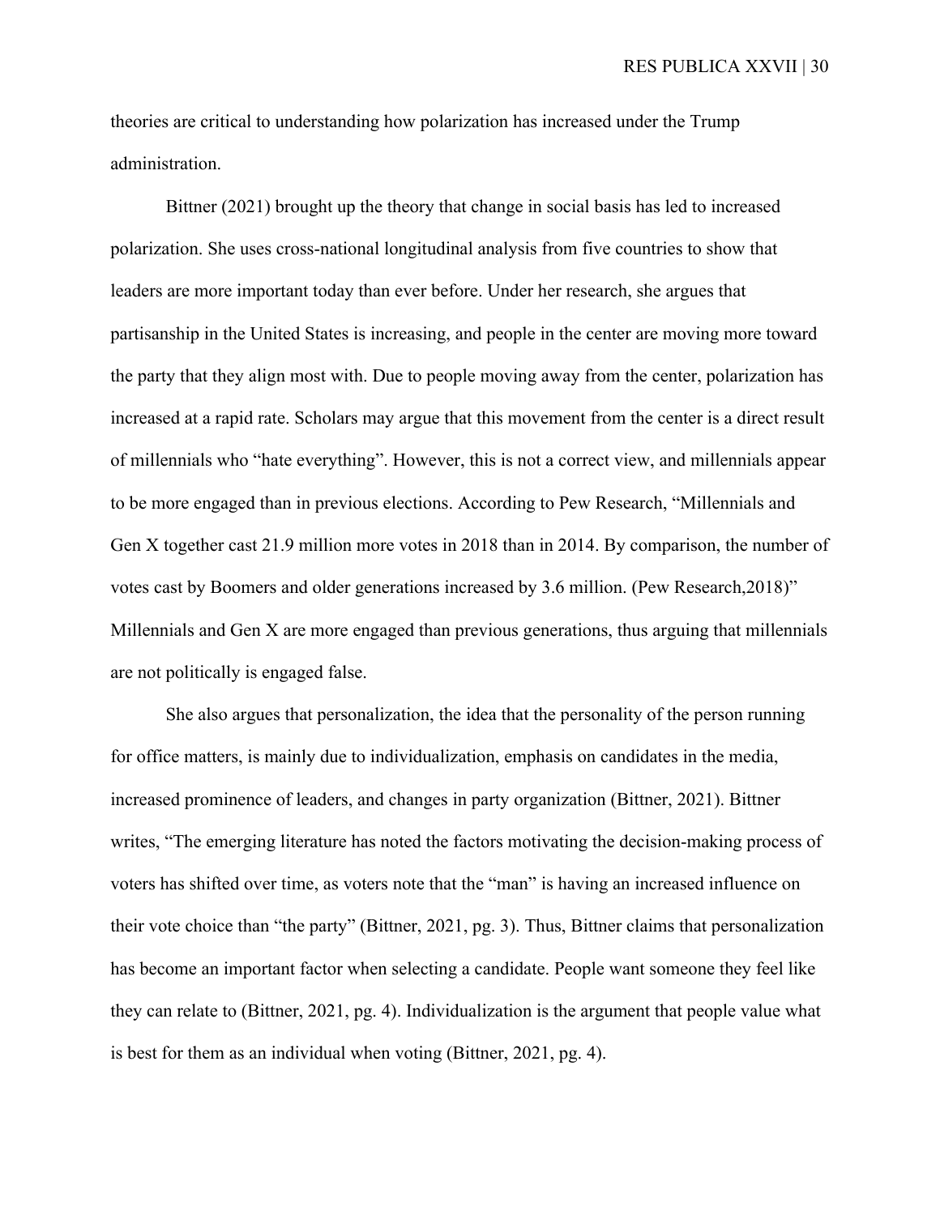theories are critical to understanding how polarization has increased under the Trump administration.

Bittner (2021) brought up the theory that change in social basis has led to increased polarization. She uses cross-national longitudinal analysis from five countries to show that leaders are more important today than ever before. Under her research, she argues that partisanship in the United States is increasing, and people in the center are moving more toward the party that they align most with. Due to people moving away from the center, polarization has increased at a rapid rate. Scholars may argue that this movement from the center is a direct result of millennials who "hate everything". However, this is not a correct view, and millennials appear to be more engaged than in previous elections. According to Pew Research, "Millennials and Gen X together cast 21.9 million more votes in 2018 than in 2014. By comparison, the number of votes cast by Boomers and older generations increased by 3.6 million. (Pew Research,2018)" Millennials and Gen X are more engaged than previous generations, thus arguing that millennials are not politically is engaged false.

She also argues that personalization, the idea that the personality of the person running for office matters, is mainly due to individualization, emphasis on candidates in the media, increased prominence of leaders, and changes in party organization (Bittner, 2021). Bittner writes, "The emerging literature has noted the factors motivating the decision-making process of voters has shifted over time, as voters note that the "man" is having an increased influence on their vote choice than "the party" (Bittner, 2021, pg. 3). Thus, Bittner claims that personalization has become an important factor when selecting a candidate. People want someone they feel like they can relate to (Bittner, 2021, pg. 4). Individualization is the argument that people value what is best for them as an individual when voting (Bittner, 2021, pg. 4).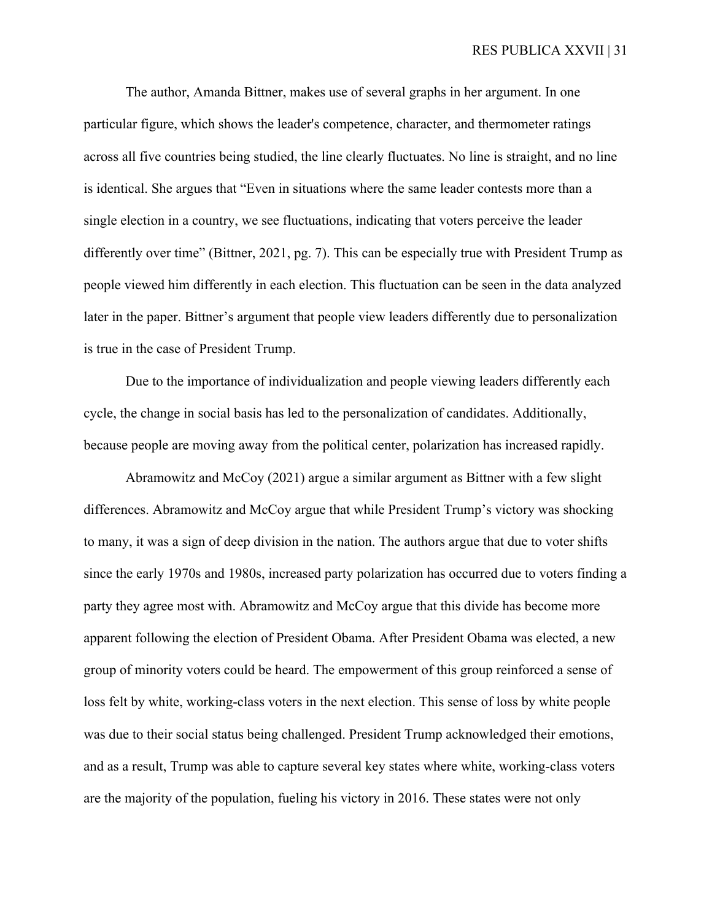The author, Amanda Bittner, makes use of several graphs in her argument. In one particular figure, which shows the leader's competence, character, and thermometer ratings across all five countries being studied, the line clearly fluctuates. No line is straight, and no line is identical. She argues that "Even in situations where the same leader contests more than a single election in a country, we see fluctuations, indicating that voters perceive the leader differently over time" (Bittner, 2021, pg. 7). This can be especially true with President Trump as people viewed him differently in each election. This fluctuation can be seen in the data analyzed later in the paper. Bittner's argument that people view leaders differently due to personalization is true in the case of President Trump.

Due to the importance of individualization and people viewing leaders differently each cycle, the change in social basis has led to the personalization of candidates. Additionally, because people are moving away from the political center, polarization has increased rapidly.

Abramowitz and McCoy (2021) argue a similar argument as Bittner with a few slight differences. Abramowitz and McCoy argue that while President Trump's victory was shocking to many, it was a sign of deep division in the nation. The authors argue that due to voter shifts since the early 1970s and 1980s, increased party polarization has occurred due to voters finding a party they agree most with. Abramowitz and McCoy argue that this divide has become more apparent following the election of President Obama. After President Obama was elected, a new group of minority voters could be heard. The empowerment of this group reinforced a sense of loss felt by white, working-class voters in the next election. This sense of loss by white people was due to their social status being challenged. President Trump acknowledged their emotions, and as a result, Trump was able to capture several key states where white, working-class voters are the majority of the population, fueling his victory in 2016. These states were not only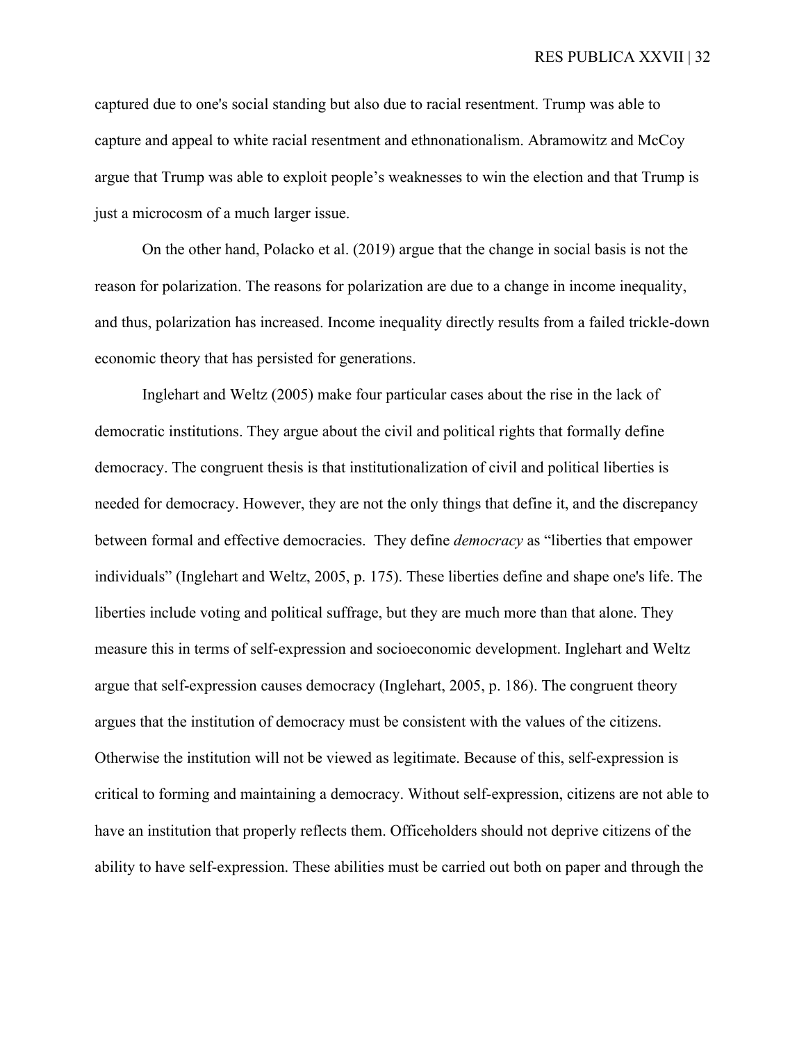captured due to one's social standing but also due to racial resentment. Trump was able to capture and appeal to white racial resentment and ethnonationalism. Abramowitz and McCoy argue that Trump was able to exploit people's weaknesses to win the election and that Trump is just a microcosm of a much larger issue.

On the other hand, Polacko et al. (2019) argue that the change in social basis is not the reason for polarization. The reasons for polarization are due to a change in income inequality, and thus, polarization has increased. Income inequality directly results from a failed trickle-down economic theory that has persisted for generations.

Inglehart and Weltz (2005) make four particular cases about the rise in the lack of democratic institutions. They argue about the civil and political rights that formally define democracy. The congruent thesis is that institutionalization of civil and political liberties is needed for democracy. However, they are not the only things that define it, and the discrepancy between formal and effective democracies.  They define *democracy* as "liberties that empower individuals" (Inglehart and Weltz, 2005, p. 175). These liberties define and shape one's life. The liberties include voting and political suffrage, but they are much more than that alone. They measure this in terms of self-expression and socioeconomic development. Inglehart and Weltz argue that self-expression causes democracy (Inglehart, 2005, p. 186). The congruent theory argues that the institution of democracy must be consistent with the values of the citizens. Otherwise the institution will not be viewed as legitimate. Because of this, self-expression is critical to forming and maintaining a democracy. Without self-expression, citizens are not able to have an institution that properly reflects them. Officeholders should not deprive citizens of the ability to have self-expression. These abilities must be carried out both on paper and through the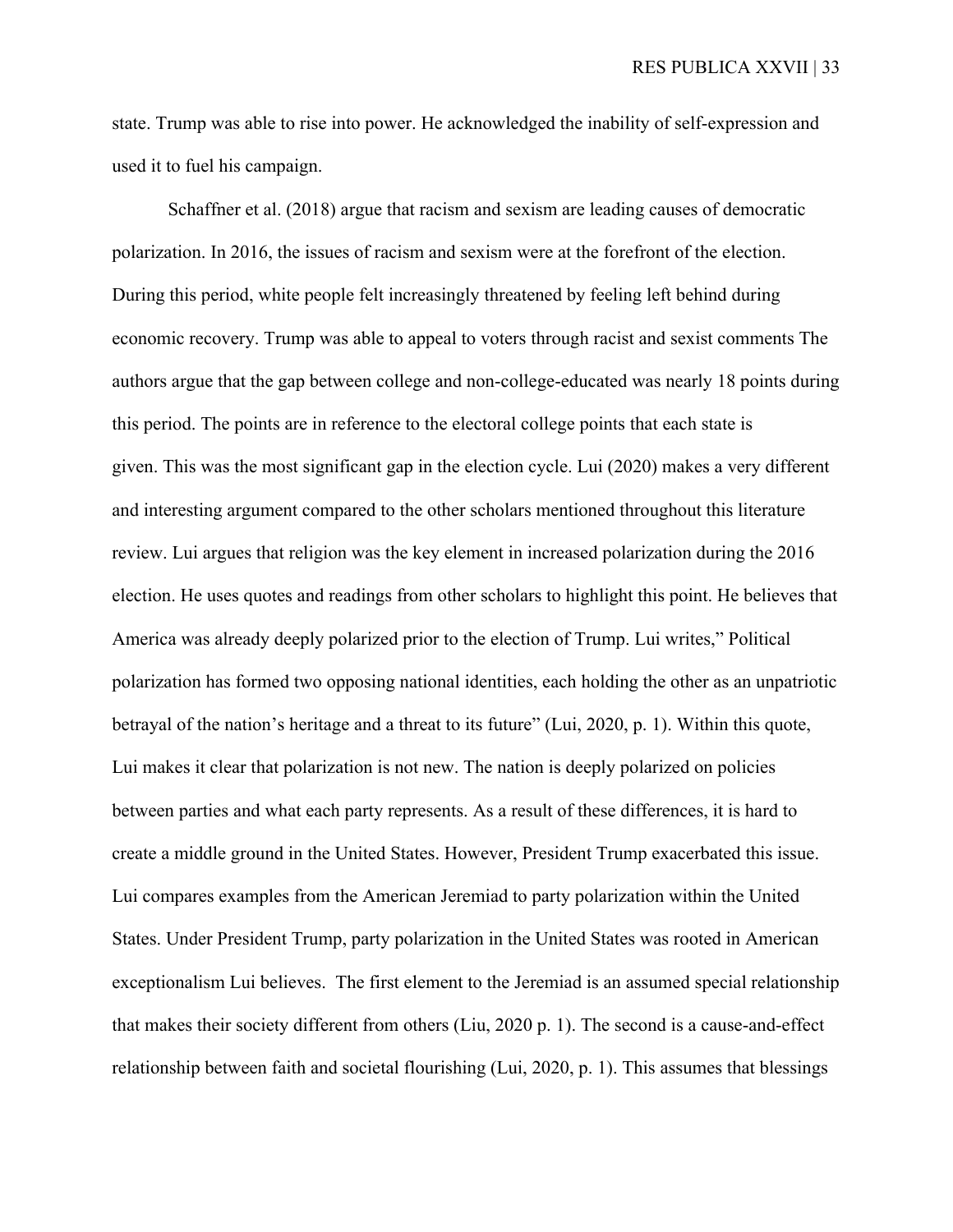state. Trump was able to rise into power. He acknowledged the inability of self-expression and used it to fuel his campaign.

Schaffner et al. (2018) argue that racism and sexism are leading causes of democratic polarization. In 2016, the issues of racism and sexism were at the forefront of the election. During this period, white people felt increasingly threatened by feeling left behind during economic recovery. Trump was able to appeal to voters through racist and sexist comments The authors argue that the gap between college and non-college-educated was nearly 18 points during this period. The points are in reference to the electoral college points that each state is given. This was the most significant gap in the election cycle. Lui (2020) makes a very different and interesting argument compared to the other scholars mentioned throughout this literature review. Lui argues that religion was the key element in increased polarization during the 2016 election. He uses quotes and readings from other scholars to highlight this point. He believes that America was already deeply polarized prior to the election of Trump. Lui writes," Political polarization has formed two opposing national identities, each holding the other as an unpatriotic betrayal of the nation's heritage and a threat to its future" (Lui, 2020, p. 1). Within this quote, Lui makes it clear that polarization is not new. The nation is deeply polarized on policies between parties and what each party represents. As a result of these differences, it is hard to create a middle ground in the United States. However, President Trump exacerbated this issue. Lui compares examples from the American Jeremiad to party polarization within the United States. Under President Trump, party polarization in the United States was rooted in American exceptionalism Lui believes. The first element to the Jeremiad is an assumed special relationship that makes their society different from others (Liu, 2020 p. 1). The second is a cause-and-effect relationship between faith and societal flourishing (Lui, 2020, p. 1). This assumes that blessings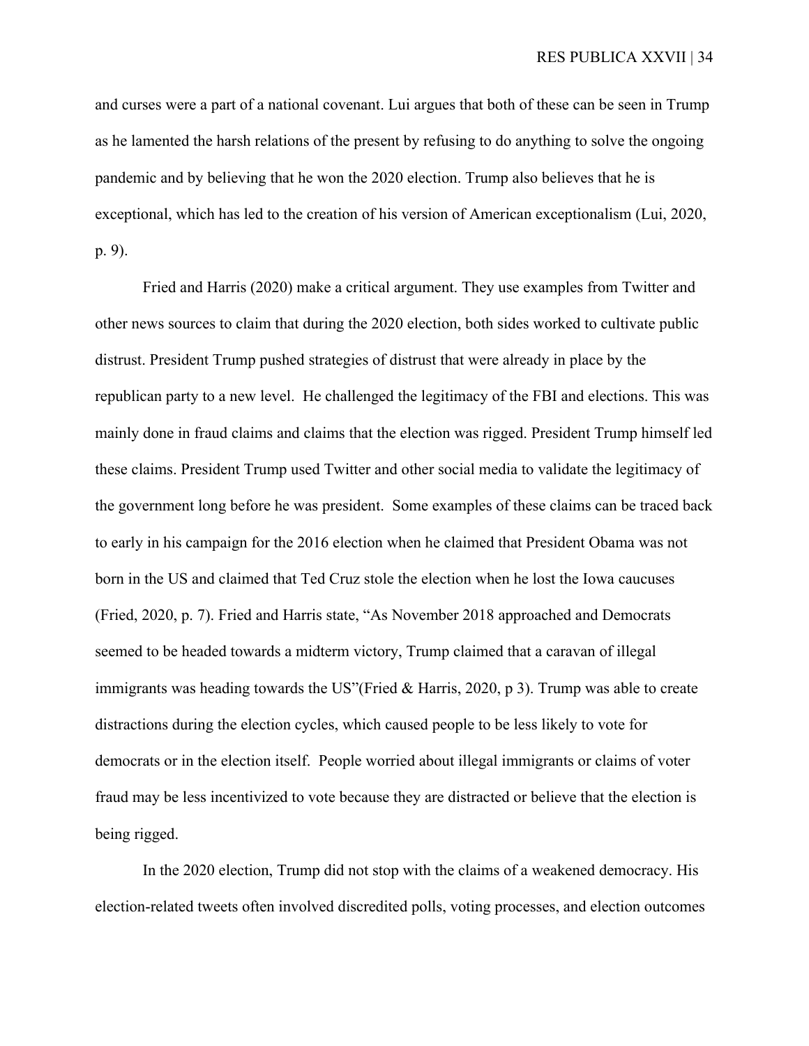and curses were a part of a national covenant. Lui argues that both of these can be seen in Trump as he lamented the harsh relations of the present by refusing to do anything to solve the ongoing pandemic and by believing that he won the 2020 election. Trump also believes that he is exceptional, which has led to the creation of his version of American exceptionalism (Lui, 2020, p. 9).

Fried and Harris (2020) make a critical argument. They use examples from Twitter and other news sources to claim that during the 2020 election, both sides worked to cultivate public distrust. President Trump pushed strategies of distrust that were already in place by the republican party to a new level. He challenged the legitimacy of the FBI and elections. This was mainly done in fraud claims and claims that the election was rigged. President Trump himself led these claims. President Trump used Twitter and other social media to validate the legitimacy of the government long before he was president. Some examples of these claims can be traced back to early in his campaign for the 2016 election when he claimed that President Obama was not born in the US and claimed that Ted Cruz stole the election when he lost the Iowa caucuses (Fried, 2020, p. 7). Fried and Harris state, "As November 2018 approached and Democrats seemed to be headed towards a midterm victory, Trump claimed that a caravan of illegal immigrants was heading towards the US"(Fried & Harris, 2020, p 3). Trump was able to create distractions during the election cycles, which caused people to be less likely to vote for democrats or in the election itself. People worried about illegal immigrants or claims of voter fraud may be less incentivized to vote because they are distracted or believe that the election is being rigged.

In the 2020 election, Trump did not stop with the claims of a weakened democracy. His election-related tweets often involved discredited polls, voting processes, and election outcomes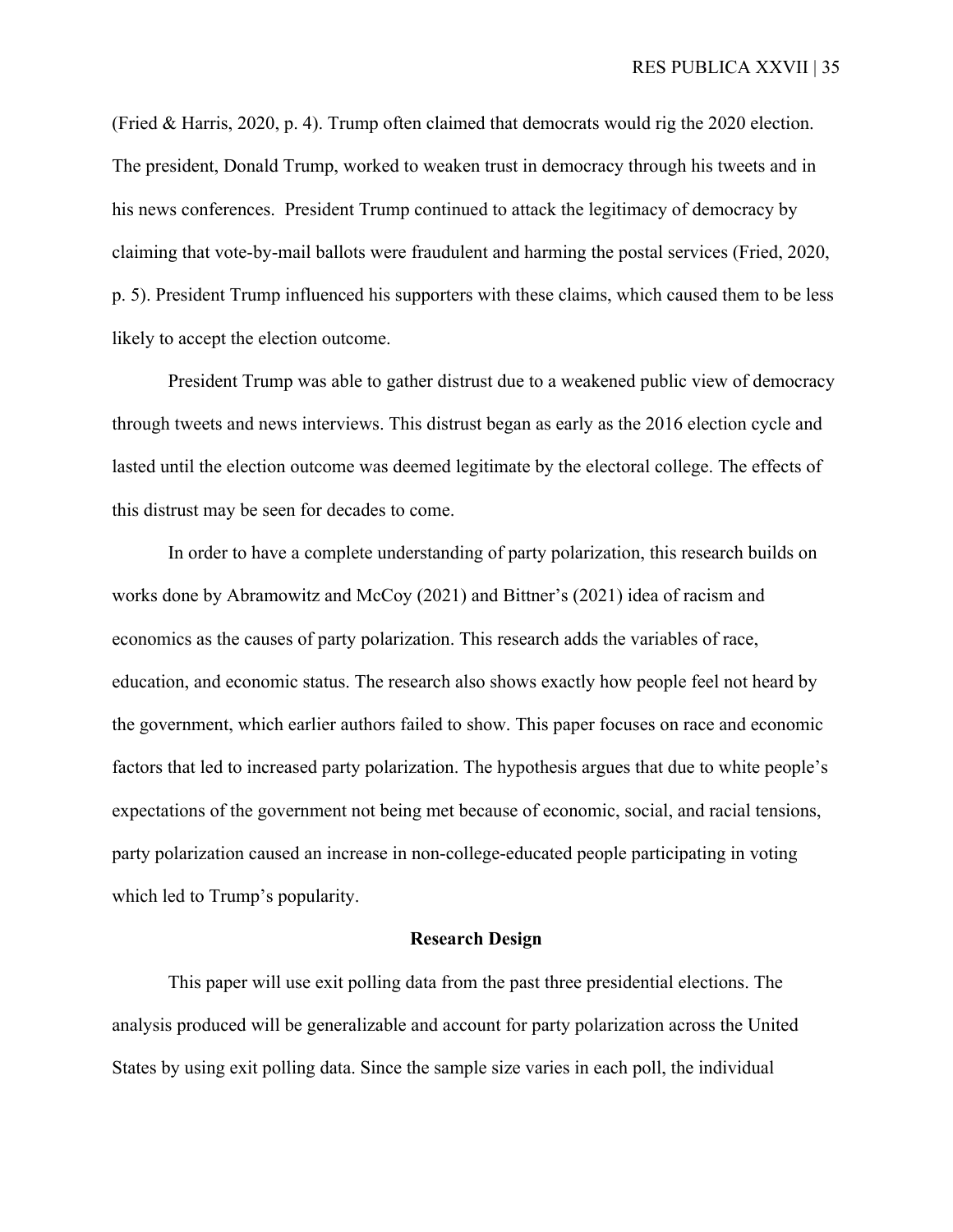(Fried & Harris, 2020, p. 4). Trump often claimed that democrats would rig the 2020 election. The president, Donald Trump, worked to weaken trust in democracy through his tweets and in his news conferences. President Trump continued to attack the legitimacy of democracy by claiming that vote-by-mail ballots were fraudulent and harming the postal services (Fried, 2020, p. 5). President Trump influenced his supporters with these claims, which caused them to be less likely to accept the election outcome.

President Trump was able to gather distrust due to a weakened public view of democracy through tweets and news interviews. This distrust began as early as the 2016 election cycle and lasted until the election outcome was deemed legitimate by the electoral college. The effects of this distrust may be seen for decades to come.

In order to have a complete understanding of party polarization, this research builds on works done by Abramowitz and McCoy (2021) and Bittner's (2021) idea of racism and economics as the causes of party polarization. This research adds the variables of race, education, and economic status. The research also shows exactly how people feel not heard by the government, which earlier authors failed to show. This paper focuses on race and economic factors that led to increased party polarization. The hypothesis argues that due to white people's expectations of the government not being met because of economic, social, and racial tensions, party polarization caused an increase in non-college-educated people participating in voting which led to Trump's popularity.

## Research Design

This paper will use exit polling data from the past three presidential elections. The analysis produced will be generalizable and account for party polarization across the United States by using exit polling data. Since the sample size varies in each poll, the individual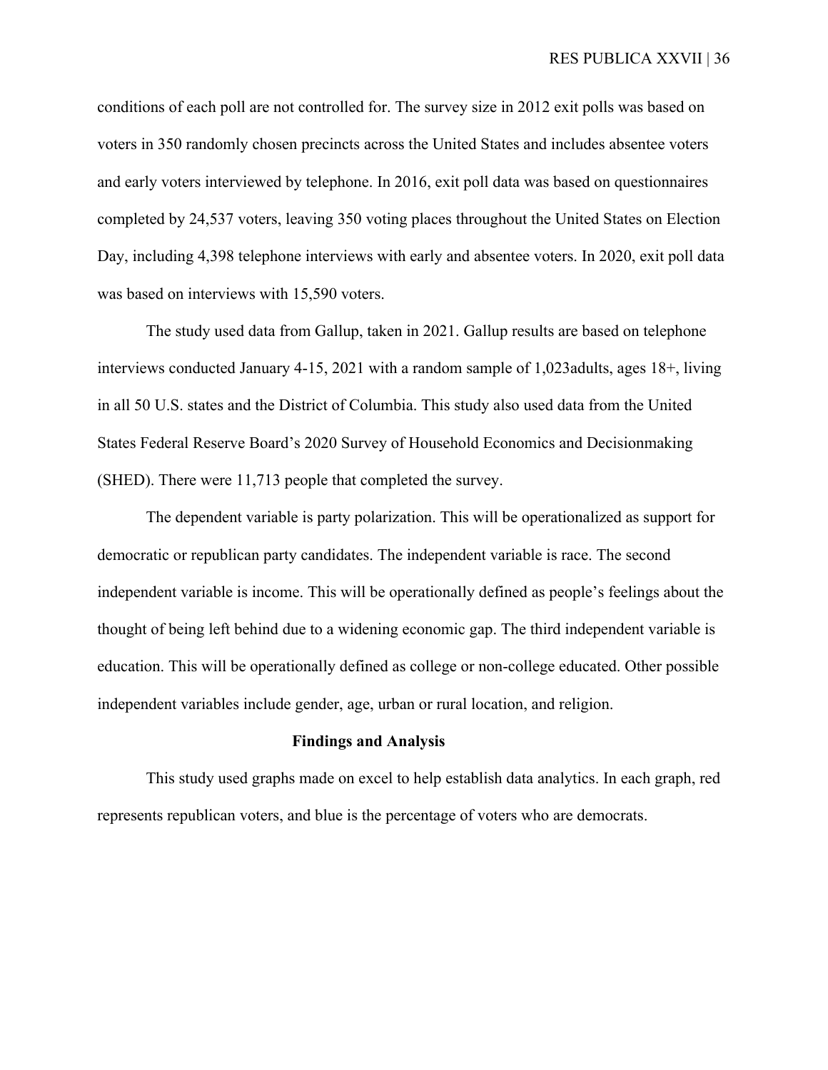conditions of each poll are not controlled for. The survey size in 2012 exit polls was based on voters in 350 randomly chosen precincts across the United States and includes absentee voters and early voters interviewed by telephone. In 2016, exit poll data was based on questionnaires completed by 24,537 voters, leaving 350 voting places throughout the United States on Election Day, including 4,398 telephone interviews with early and absentee voters. In 2020, exit poll data was based on interviews with 15,590 voters.

The study used data from Gallup, taken in 2021. Gallup results are based on telephone interviews conducted January 4-15, 2021 with a random sample of 1,023adults, ages 18+, living in all 50 U.S. states and the District of Columbia. This study also used data from the United States Federal Reserve Board's 2020 Survey of Household Economics and Decisionmaking (SHED). There were 11,713 people that completed the survey.

The dependent variable is party polarization. This will be operationalized as support for democratic or republican party candidates. The independent variable is race. The second independent variable is income. This will be operationally defined as people's feelings about the thought of being left behind due to a widening economic gap. The third independent variable is education. This will be operationally defined as college or non-college educated. Other possible independent variables include gender, age, urban or rural location, and religion.

## Findings and Analysis

This study used graphs made on excel to help establish data analytics. In each graph, red represents republican voters, and blue is the percentage of voters who are democrats.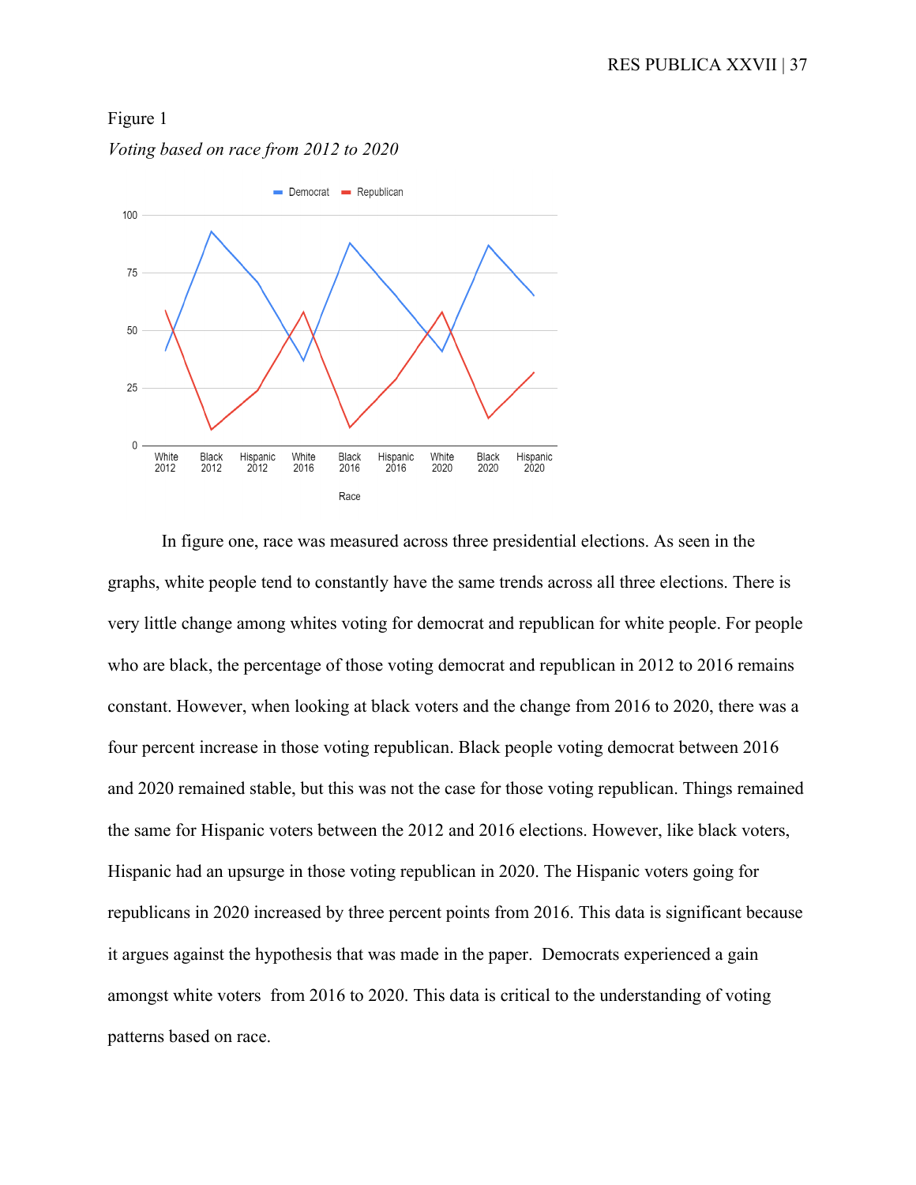Figure 1

*Voting based on race from 2012 to 2020*

In figure one, race was measured across three presidential elections. As seen in the graphs, white people tend to constantly have the same trends across all three elections. There is very little change among whites voting for democrat and republican for white people. For people who are black, the percentage of those voting democrat and republican in 2012 to 2016 remains constant. However, when looking at black voters and the change from 2016 to 2020, there was a four percent increase in those voting republican. Black people voting democrat between 2016 and 2020 remained stable, but this was not the case for those voting republican. Things remained the same for Hispanic voters between the 2012 and 2016 elections. However, like black voters, Hispanic had an upsurge in those voting republican in 2020. The Hispanic voters going for republicans in 2020 increased by three percent points from 2016. This data is significant because it argues against the hypothesis that was made in the paper. Democrats experienced a gain amongst white voters from 2016 to 2020. This data is critical to the understanding of voting patterns based on race.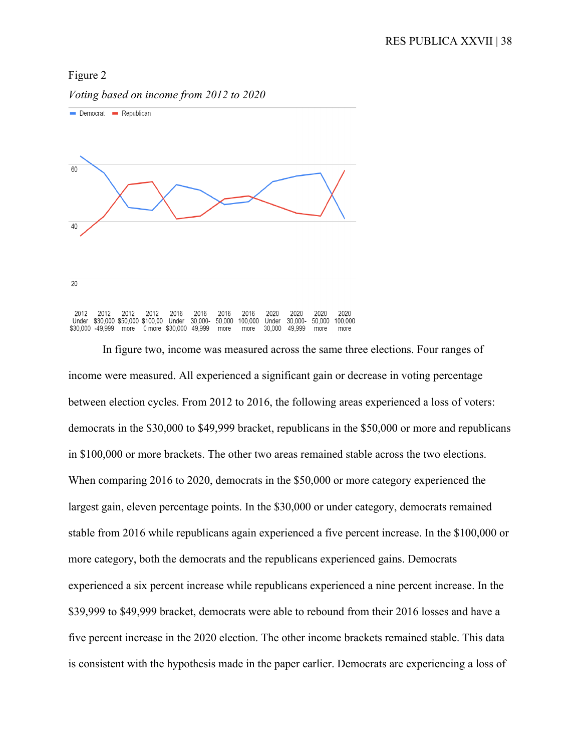Figure 2

*Voting based on income from 2012 to 2020*

In figure two, income was measured across the same three elections. Four ranges of income were measured. All experienced a significant gain or decrease in voting percentage between election cycles. From 2012 to 2016, the following areas experienced a loss of voters: democrats in the $30,000 to $49,999 bracket, republicans in the $50,000 or more and republicans in $100,000 or more brackets. The other two areas remained stable across the two elections. When comparing 2016 to 2020, democrats in the $50,000 or more category experienced the largest gain, eleven percentage points. In the $30,000 or under category, democrats remained stable from 2016 while republicans again experienced a five percent increase. In the $100,000 or more category, both the democrats and the republicans experienced gains. Democrats experienced a six percent increase while republicans experienced a nine percent increase. In the $39,999 to $49,999 bracket, democrats were able to rebound from their 2016 losses and have a five percent increase in the 2020 election. The other income brackets remained stable. This data is consistent with the hypothesis made in the paper earlier. Democrats are experiencing a loss of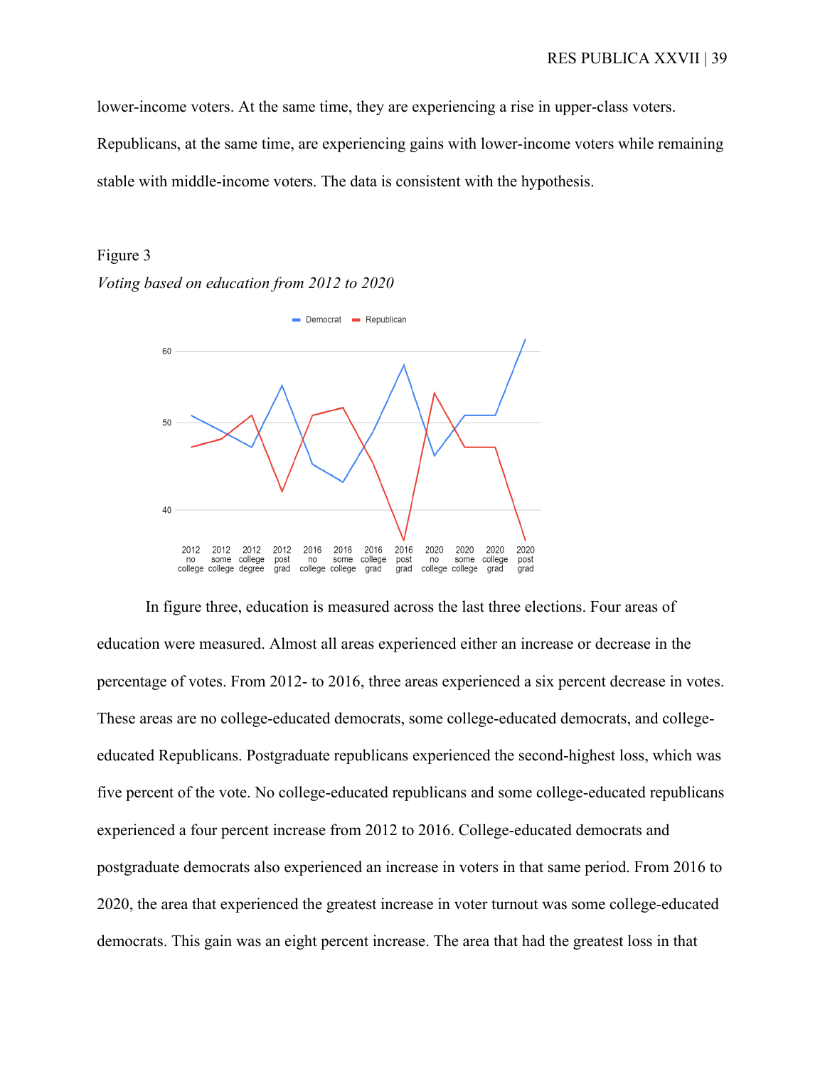lower-income voters. At the same time, they are experiencing a rise in upper-class voters. Republicans, at the same time, are experiencing gains with lower-income voters while remaining stable with middle-income voters. The data is consistent with the hypothesis.

Figure 3

*Voting based on education from 2012 to 2020*

In figure three, education is measured across the last three elections. Four areas of education were measured. Almost all areas experienced either an increase or decrease in the percentage of votes. From 2012- to 2016, three areas experienced a six percent decrease in votes. These areas are no college-educated democrats, some college-educated democrats, and college-educated Republicans. Postgraduate republicans experienced the second-highest loss, which was five percent of the vote. No college-educated republicans and some college-educated republicans experienced a four percent increase from 2012 to 2016. College-educated democrats and postgraduate democrats also experienced an increase in voters in that same period. From 2016 to 2020, the area that experienced the greatest increase in voter turnout was some college-educated democrats. This gain was an eight percent increase. The area that had the greatest loss in that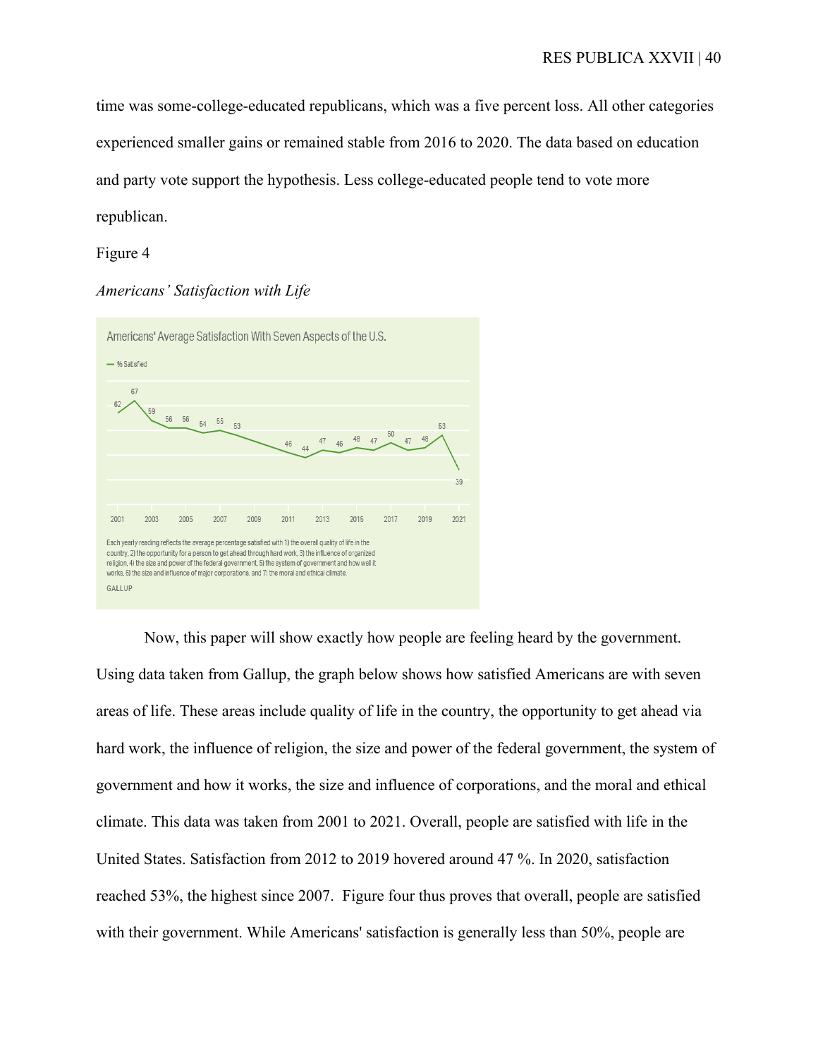time was some-college-educated republicans, which was a five percent loss. All other categories experienced smaller gains or remained stable from 2016 to 2020. The data based on education and party vote support the hypothesis. Less college-educated people tend to vote more republican.

Figure 4

*Americans' Satisfaction with Life*

Americans' Average Satisfaction With Seven Aspects of the U.S.

— % Satisfied

62, 67, 59, 56, 56, 54, 55, 53, 46, 44, 47, 46, 48, 47, 50, 47, 48, 53, 39

2001 2003 2005 2007 2009 2011 2013 2015 2017 2019 2021

Each yearly reading reflects the average percentage satisfied with 1) the overall quality of life in the country, 2) the opportunity for a person to get ahead through hard work, 3) the influence of organized religion, 4) the size and power of the federal government, 5) the system of government and how well it works, 6) the size and influence of major corporations, and 7) the moral and ethical climate.

GALLUP

Now, this paper will show exactly how people are feeling heard by the government. Using data taken from Gallup, the graph below shows how satisfied Americans are with seven areas of life. These areas include quality of life in the country, the opportunity to get ahead via hard work, the influence of religion, the size and power of the federal government, the system of government and how it works, the size and influence of corporations, and the moral and ethical climate. This data was taken from 2001 to 2021. Overall, people are satisfied with life in the United States. Satisfaction from 2012 to 2019 hovered around 47 %. In 2020, satisfaction reached 53%, the highest since 2007. Figure four thus proves that overall, people are satisfied with their government. While Americans' satisfaction is generally less than 50%, people are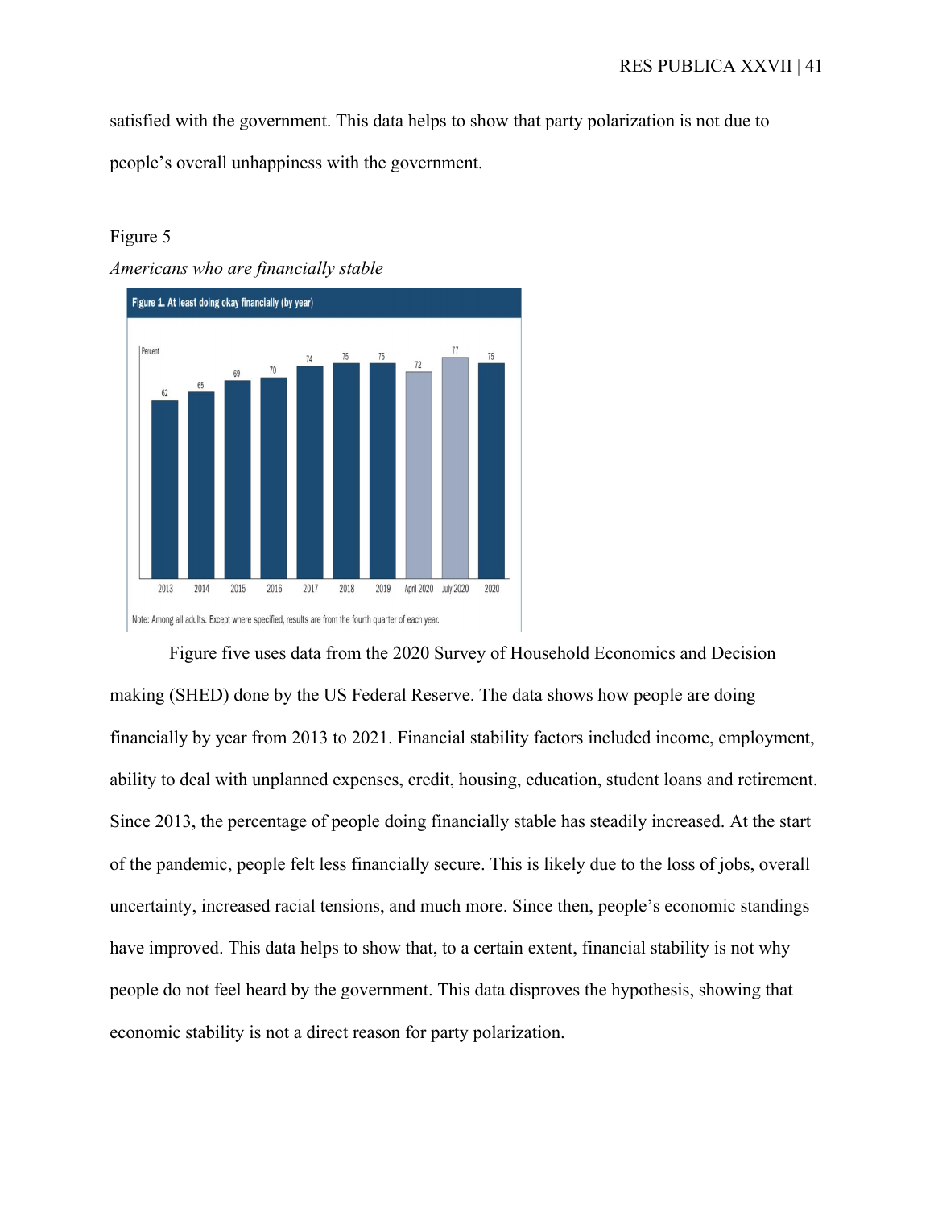satisfied with the government. This data helps to show that party polarization is not due to people's overall unhappiness with the government.

Figure 5

*Americans who are financially stable*

**Figure 1. At least doing okay financially (by year)**

| Year | Percent |
| --- | --- |
| 2013 | 62 |
| 2014 | 65 |
| 2015 | 69 |
| 2016 | 70 |
| 2017 | 74 |
| 2018 | 75 |
| 2019 | 75 |
| April 2020 | 72 |
| July 2020 | 77 |
| 2020 | 75 |

Note: Among all adults. Except where specified, results are from the fourth quarter of each year.

Figure five uses data from the 2020 Survey of Household Economics and Decision making (SHED) done by the US Federal Reserve. The data shows how people are doing financially by year from 2013 to 2021. Financial stability factors included income, employment, ability to deal with unplanned expenses, credit, housing, education, student loans and retirement. Since 2013, the percentage of people doing financially stable has steadily increased. At the start of the pandemic, people felt less financially secure. This is likely due to the loss of jobs, overall uncertainty, increased racial tensions, and much more. Since then, people's economic standings have improved. This data helps to show that, to a certain extent, financial stability is not why people do not feel heard by the government. This data disproves the hypothesis, showing that economic stability is not a direct reason for party polarization.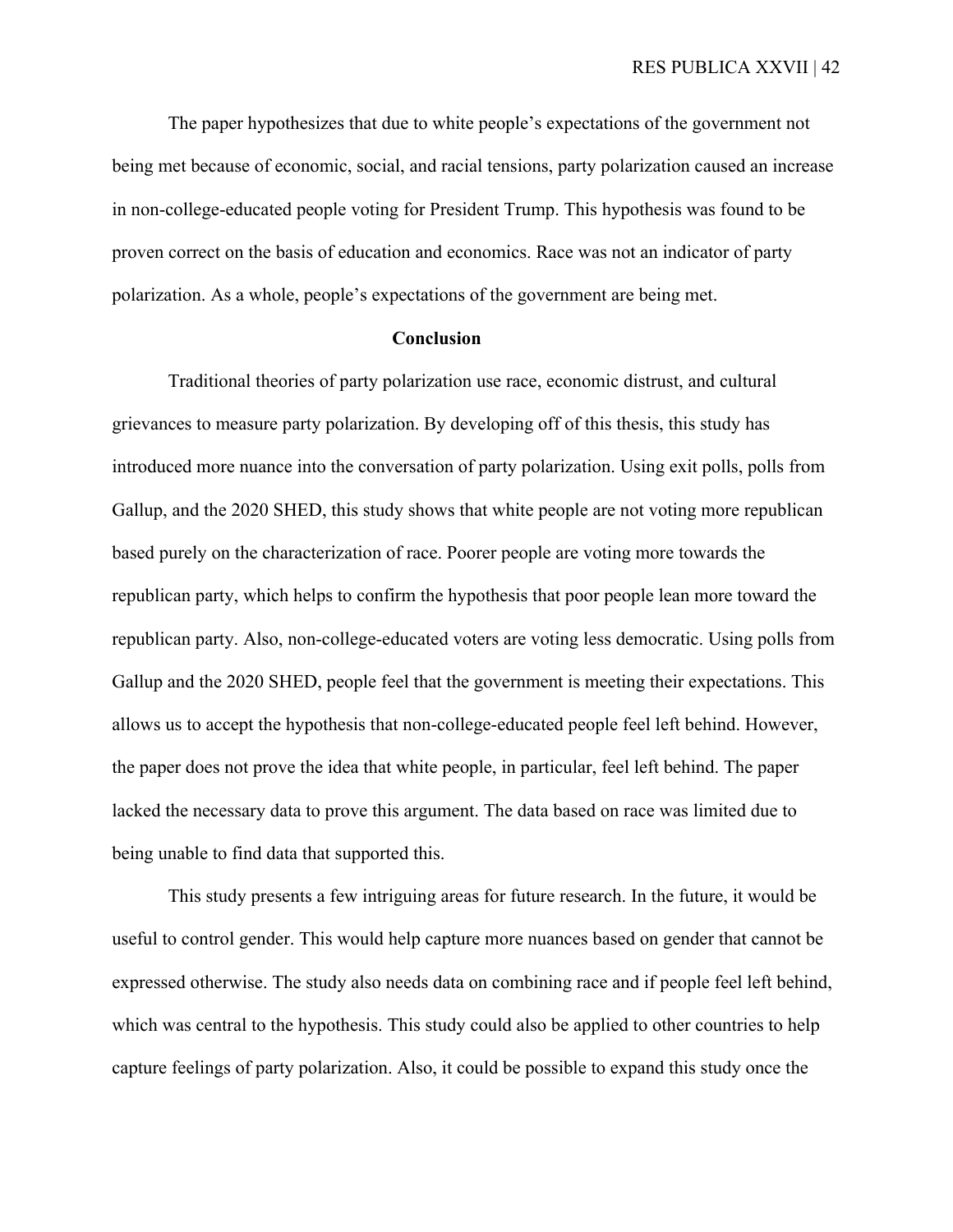The paper hypothesizes that due to white people's expectations of the government not being met because of economic, social, and racial tensions, party polarization caused an increase in non-college-educated people voting for President Trump. This hypothesis was found to be proven correct on the basis of education and economics. Race was not an indicator of party polarization. As a whole, people's expectations of the government are being met.

## Conclusion

Traditional theories of party polarization use race, economic distrust, and cultural grievances to measure party polarization. By developing off of this thesis, this study has introduced more nuance into the conversation of party polarization. Using exit polls, polls from Gallup, and the 2020 SHED, this study shows that white people are not voting more republican based purely on the characterization of race. Poorer people are voting more towards the republican party, which helps to confirm the hypothesis that poor people lean more toward the republican party. Also, non-college-educated voters are voting less democratic. Using polls from Gallup and the 2020 SHED, people feel that the government is meeting their expectations. This allows us to accept the hypothesis that non-college-educated people feel left behind. However, the paper does not prove the idea that white people, in particular, feel left behind. The paper lacked the necessary data to prove this argument. The data based on race was limited due to being unable to find data that supported this.

This study presents a few intriguing areas for future research. In the future, it would be useful to control gender. This would help capture more nuances based on gender that cannot be expressed otherwise. The study also needs data on combining race and if people feel left behind, which was central to the hypothesis. This study could also be applied to other countries to help capture feelings of party polarization. Also, it could be possible to expand this study once the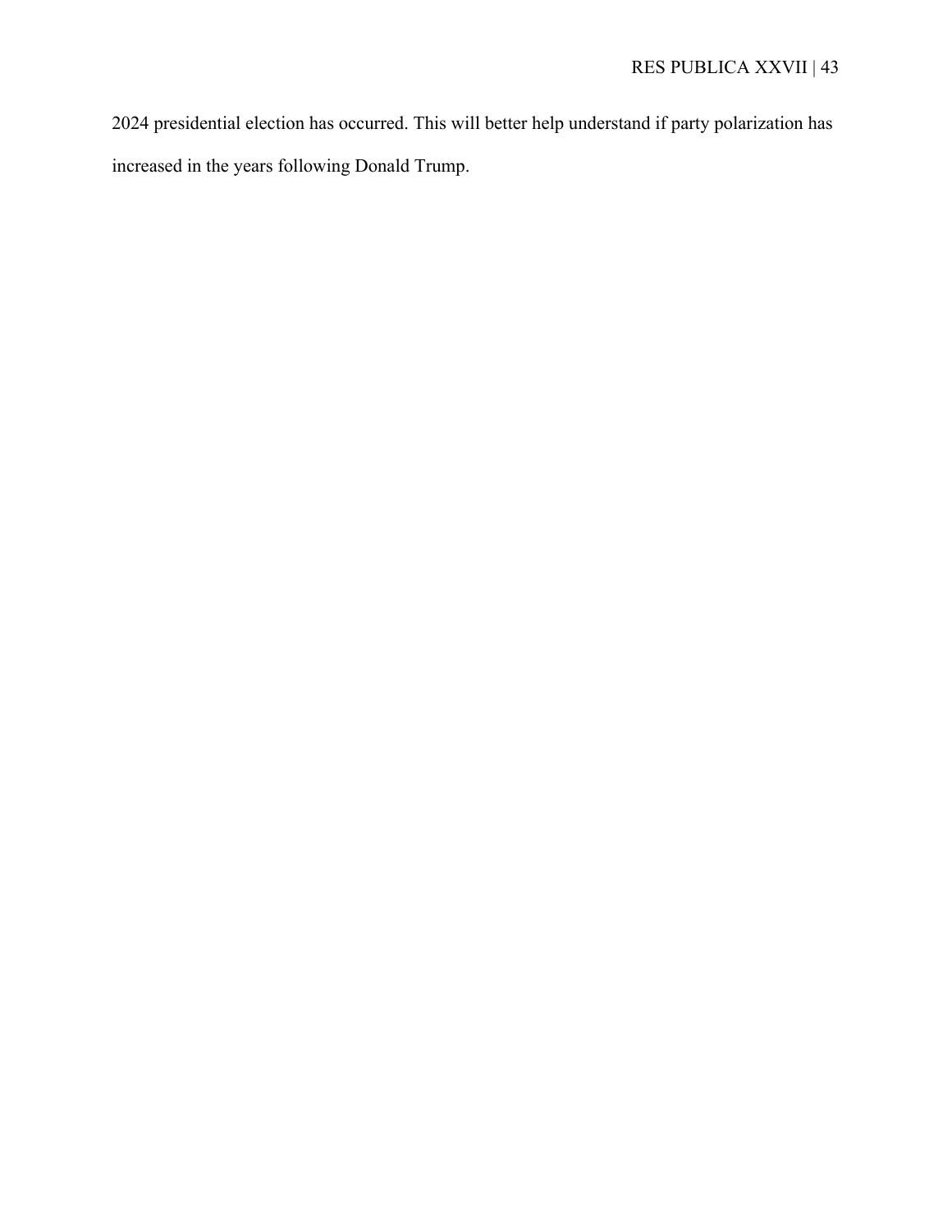2024 presidential election has occurred. This will better help understand if party polarization has increased in the years following Donald Trump.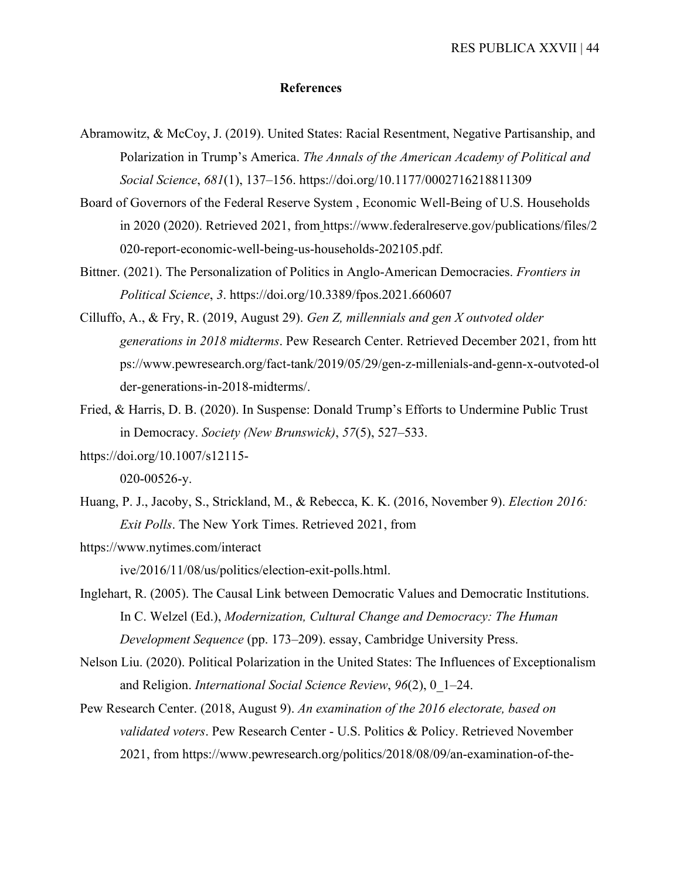# References

Abramowitz, & McCoy, J. (2019). United States: Racial Resentment, Negative Partisanship, and Polarization in Trump's America. *The Annals of the American Academy of Political and Social Science*, *681*(1), 137–156. https://doi.org/10.1177/0002716218811309

Board of Governors of the Federal Reserve System , Economic Well-Being of U.S. Households in 2020 (2020). Retrieved 2021, from https://www.federalreserve.gov/publications/files/2020-report-economic-well-being-us-households-202105.pdf.

Bittner. (2021). The Personalization of Politics in Anglo-American Democracies. *Frontiers in Political Science*, *3*. https://doi.org/10.3389/fpos.2021.660607

Cilluffo, A., & Fry, R. (2019, August 29). *Gen Z, millennials and gen X outvoted older generations in 2018 midterms*. Pew Research Center. Retrieved December 2021, from https://www.pewresearch.org/fact-tank/2019/05/29/gen-z-millenials-and-genn-x-outvoted-older-generations-in-2018-midterms/.

Fried, & Harris, D. B. (2020). In Suspense: Donald Trump's Efforts to Undermine Public Trust in Democracy. *Society (New Brunswick)*, *57*(5), 527–533. https://doi.org/10.1007/s12115-020-00526-y.

Huang, P. J., Jacoby, S., Strickland, M., & Rebecca, K. K. (2016, November 9). *Election 2016: Exit Polls*. The New York Times. Retrieved 2021, from https://www.nytimes.com/interactive/2016/11/08/us/politics/election-exit-polls.html.

Inglehart, R. (2005). The Causal Link between Democratic Values and Democratic Institutions. In C. Welzel (Ed.), *Modernization, Cultural Change and Democracy: The Human Development Sequence* (pp. 173–209). essay, Cambridge University Press.

Nelson Liu. (2020). Political Polarization in the United States: The Influences of Exceptionalism and Religion. *International Social Science Review*, *96*(2), 0_1–24.

Pew Research Center. (2018, August 9). *An examination of the 2016 electorate, based on validated voters*. Pew Research Center - U.S. Politics & Policy. Retrieved November 2021, from https://www.pewresearch.org/politics/2018/08/09/an-examination-of-the-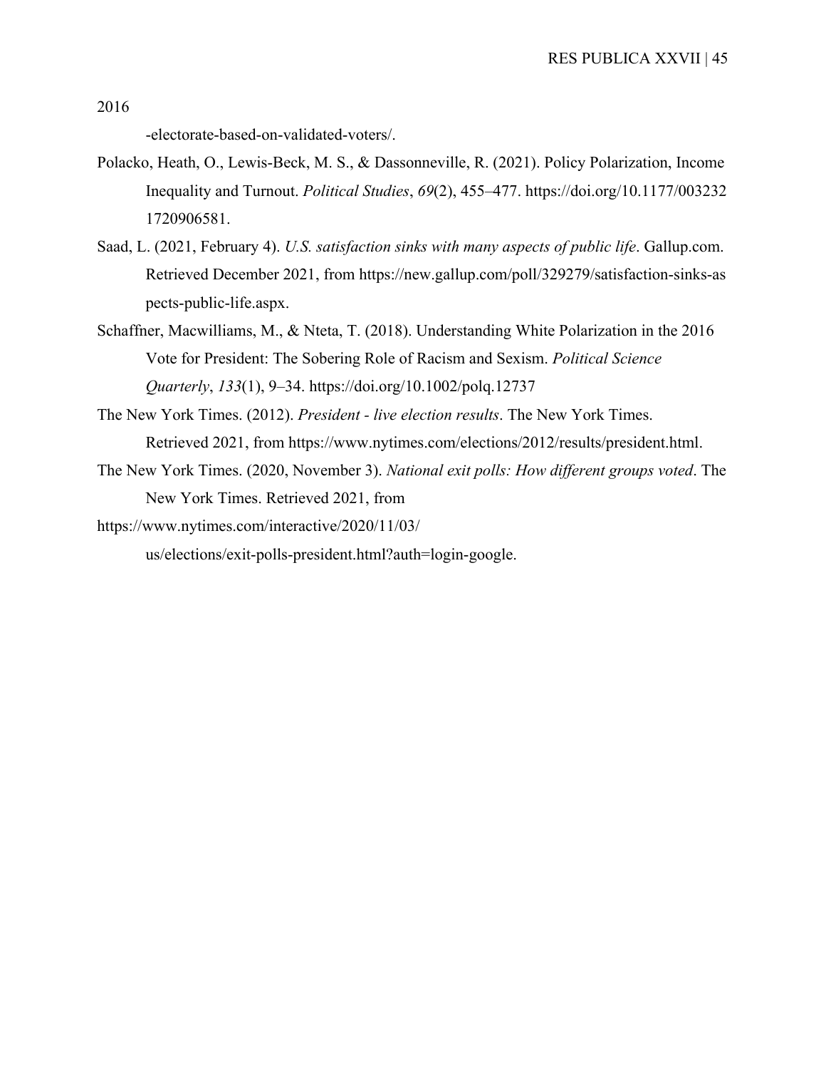2016

-electorate-based-on-validated-voters/.

Polacko, Heath, O., Lewis-Beck, M. S., & Dassonneville, R. (2021). Policy Polarization, Income Inequality and Turnout. *Political Studies*, *69*(2), 455–477. https://doi.org/10.1177/0032321720906581.

Saad, L. (2021, February 4). *U.S. satisfaction sinks with many aspects of public life*. Gallup.com. Retrieved December 2021, from https://new.gallup.com/poll/329279/satisfaction-sinks-aspects-public-life.aspx.

Schaffner, Macwilliams, M., & Nteta, T. (2018). Understanding White Polarization in the 2016 Vote for President: The Sobering Role of Racism and Sexism. *Political Science Quarterly*, *133*(1), 9–34. https://doi.org/10.1002/polq.12737

The New York Times. (2012). *President - live election results*. The New York Times. Retrieved 2021, from https://www.nytimes.com/elections/2012/results/president.html.

The New York Times. (2020, November 3). *National exit polls: How different groups voted*. The New York Times. Retrieved 2021, from https://www.nytimes.com/interactive/2020/11/03/us/elections/exit-polls-president.html?auth=login-google.